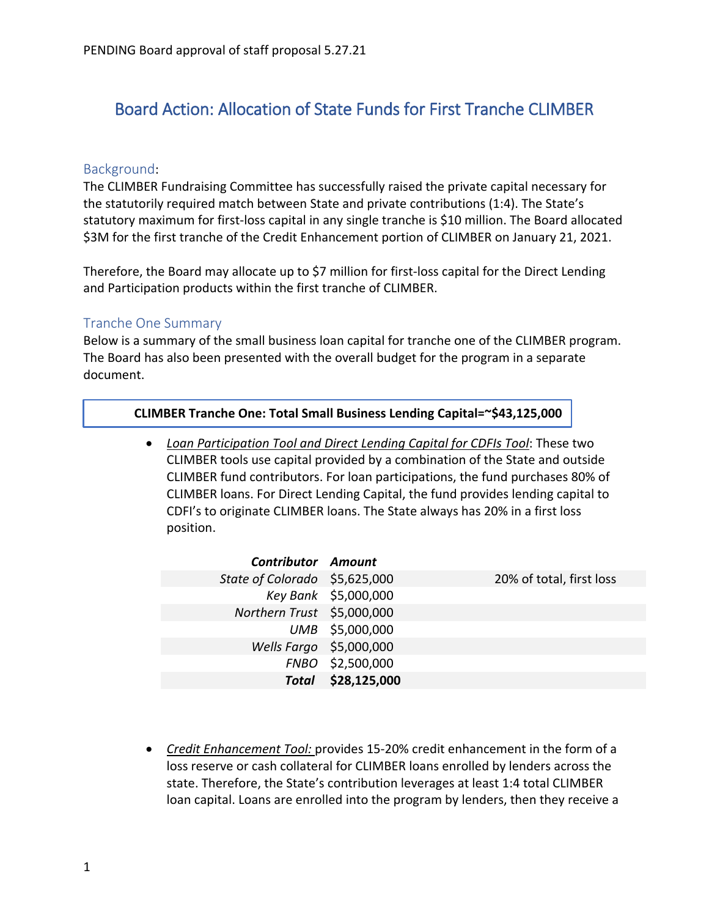PENDING Board approval of staff proposal 5.27.21

# Board Action: Allocation of State Funds for First Tranche CLIMBER

## Background:

The CLIMBER Fundraising Committee has successfully raised the private capital necessary for the statutorily required match between State and private contributions (1:4). The State's statutory maximum for first-loss capital in any single tranche is $10 million. The Board allocated $3M for the first tranche of the Credit Enhancement portion of CLIMBER on January 21, 2021.

Therefore, the Board may allocate up to $7 million for first-loss capital for the Direct Lending and Participation products within the first tranche of CLIMBER.

## Tranche One Summary

Below is a summary of the small business loan capital for tranche one of the CLIMBER program. The Board has also been presented with the overall budget for the program in a separate document.

**CLIMBER Tranche One: Total Small Business Lending Capital=~$43,125,000**

- *Loan Participation Tool and Direct Lending Capital for CDFIs Tool*: These two CLIMBER tools use capital provided by a combination of the State and outside CLIMBER fund contributors. For loan participations, the fund purchases 80% of CLIMBER loans. For Direct Lending Capital, the fund provides lending capital to CDFI's to originate CLIMBER loans. The State always has 20% in a first loss position.

| *Contributor* | *Amount* | |
|---|---|---|
| *State of Colorado* | $5,625,000 | 20% of total, first loss |
| *Key Bank* | $5,000,000 | |
| *Northern Trust* | $5,000,000 | |
| *UMB* | $5,000,000 | |
| *Wells Fargo* | $5,000,000 | |
| *FNBO* | $2,500,000 | |
| ***Total*** | **$28,125,000** | |

- *Credit Enhancement Tool:* provides 15-20% credit enhancement in the form of a loss reserve or cash collateral for CLIMBER loans enrolled by lenders across the state. Therefore, the State's contribution leverages at least 1:4 total CLIMBER loan capital. Loans are enrolled into the program by lenders, then they receive a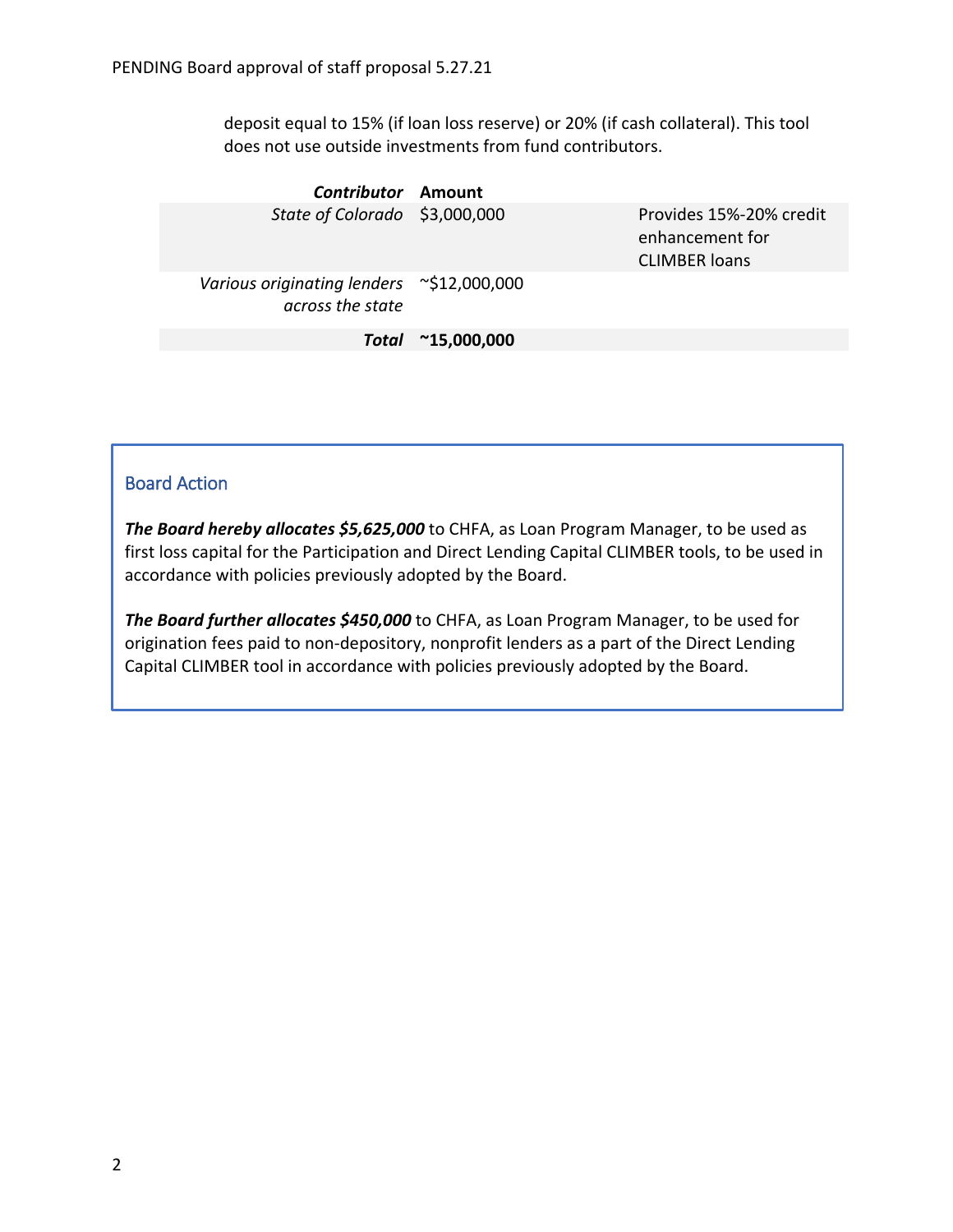deposit equal to 15% (if loan loss reserve) or 20% (if cash collateral). This tool does not use outside investments from fund contributors.

| ***Contributor*** | **Amount** | |
|---|---|---|
| *State of Colorado* | $3,000,000 | Provides 15%-20% credit enhancement for CLIMBER loans |
| *Various originating lenders across the state* | ~$12,000,000 | |
| ***Total*** | **~15,000,000** | |

### Board Action

***The Board hereby allocates $5,625,000*** to CHFA, as Loan Program Manager, to be used as first loss capital for the Participation and Direct Lending Capital CLIMBER tools, to be used in accordance with policies previously adopted by the Board.

***The Board further allocates $450,000*** to CHFA, as Loan Program Manager, to be used for origination fees paid to non-depository, nonprofit lenders as a part of the Direct Lending Capital CLIMBER tool in accordance with policies previously adopted by the Board.